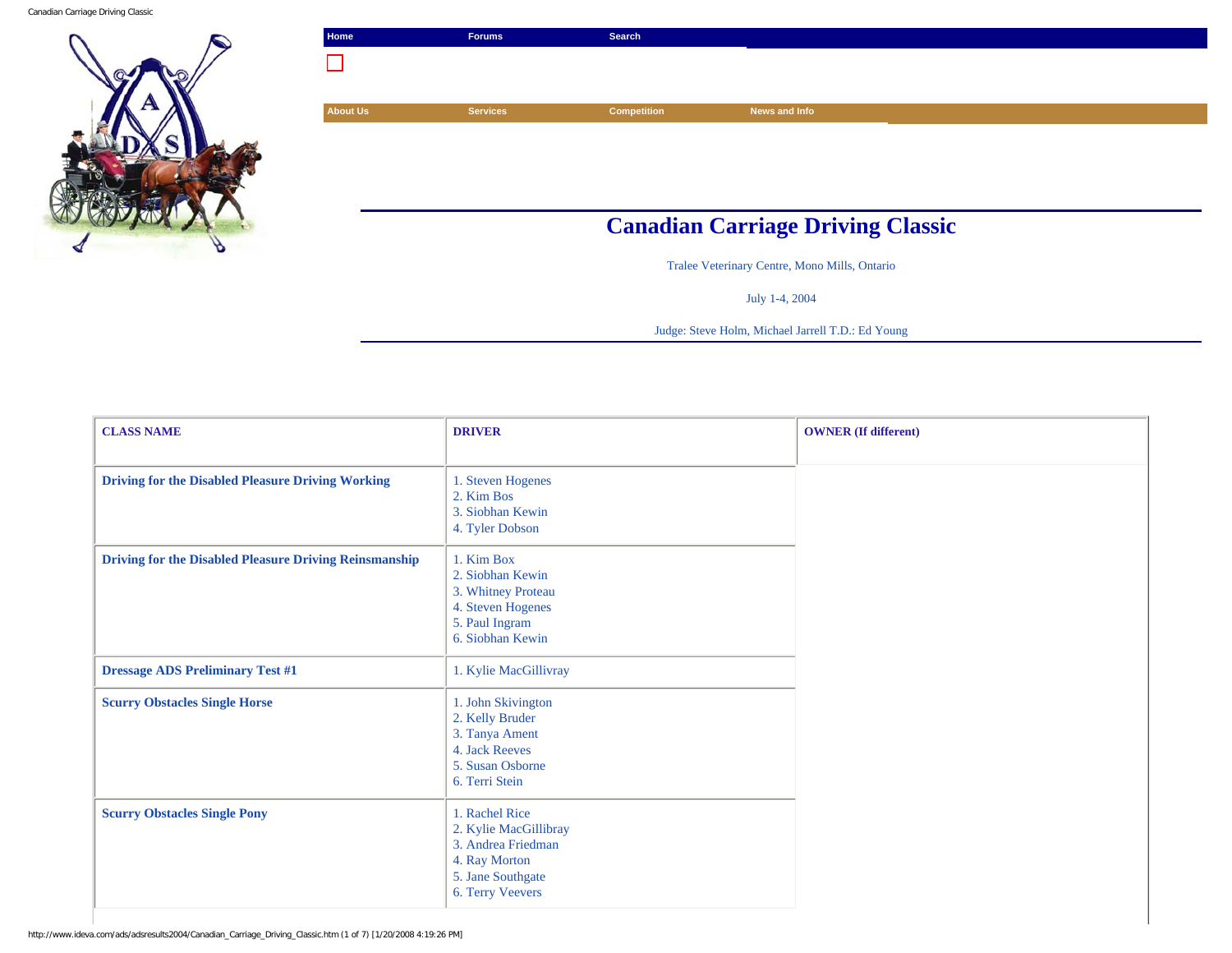Home | Forums | Search

About Us | Services | Competition | News and Info

# Canadian Carriage Driving Classic

Tralee Veterinary Centre, Mono Mills, Ontario

July 1-4, 2004

Judge: Steve Holm, Michael Jarrell T.D.: Ed Young

| CLASS NAME | DRIVER | OWNER (If different) |
|---|---|---|
| **Driving for the Disabled Pleasure Driving Working** | 1. Steven Hogenes<br>2. Kim Bos<br>3. Siobhan Kewin<br>4. Tyler Dobson | |
| **Driving for the Disabled Pleasure Driving Reinsmanship** | 1. Kim Box<br>2. Siobhan Kewin<br>3. Whitney Proteau<br>4. Steven Hogenes<br>5. Paul Ingram<br>6. Siobhan Kewin | |
| **Dressage ADS Preliminary Test #1** | 1. Kylie MacGillivray | |
| **Scurry Obstacles Single Horse** | 1. John Skivington<br>2. Kelly Bruder<br>3. Tanya Ament<br>4. Jack Reeves<br>5. Susan Osborne<br>6. Terri Stein | |
| **Scurry Obstacles Single Pony** | 1. Rachel Rice<br>2. Kylie MacGillibray<br>3. Andrea Friedman<br>4. Ray Morton<br>5. Jane Southgate<br>6. Terry Veevers | |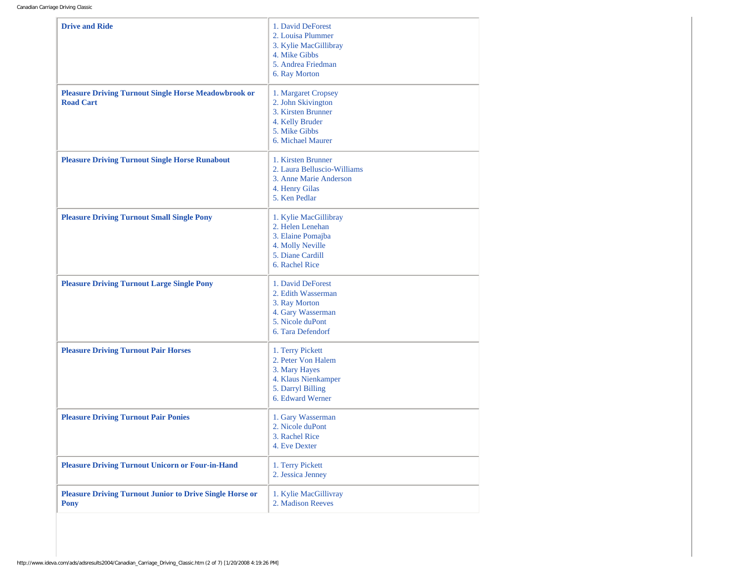| Class | Results |
|---|---|
| **Drive and Ride** | 1. David DeForest<br>2. Louisa Plummer<br>3. Kylie MacGillibray<br>4. Mike Gibbs<br>5. Andrea Friedman<br>6. Ray Morton |
| **Pleasure Driving Turnout Single Horse Meadowbrook or Road Cart** | 1. Margaret Cropsey<br>2. John Skivington<br>3. Kirsten Brunner<br>4. Kelly Bruder<br>5. Mike Gibbs<br>6. Michael Maurer |
| **Pleasure Driving Turnout Single Horse Runabout** | 1. Kirsten Brunner<br>2. Laura Belluscio-Williams<br>3. Anne Marie Anderson<br>4. Henry Gilas<br>5. Ken Pedlar |
| **Pleasure Driving Turnout Small Single Pony** | 1. Kylie MacGillibray<br>2. Helen Lenehan<br>3. Elaine Pomajba<br>4. Molly Neville<br>5. Diane Cardill<br>6. Rachel Rice |
| **Pleasure Driving Turnout Large Single Pony** | 1. David DeForest<br>2. Edith Wasserman<br>3. Ray Morton<br>4. Gary Wasserman<br>5. Nicole duPont<br>6. Tara Defendorf |
| **Pleasure Driving Turnout Pair Horses** | 1. Terry Pickett<br>2. Peter Von Halem<br>3. Mary Hayes<br>4. Klaus Nienkamper<br>5. Darryl Billing<br>6. Edward Werner |
| **Pleasure Driving Turnout Pair Ponies** | 1. Gary Wasserman<br>2. Nicole duPont<br>3. Rachel Rice<br>4. Eve Dexter |
| **Pleasure Driving Turnout Unicorn or Four-in-Hand** | 1. Terry Pickett<br>2. Jessica Jenney |
| **Pleasure Driving Turnout Junior to Drive Single Horse or Pony** | 1. Kylie MacGillivray<br>2. Madison Reeves |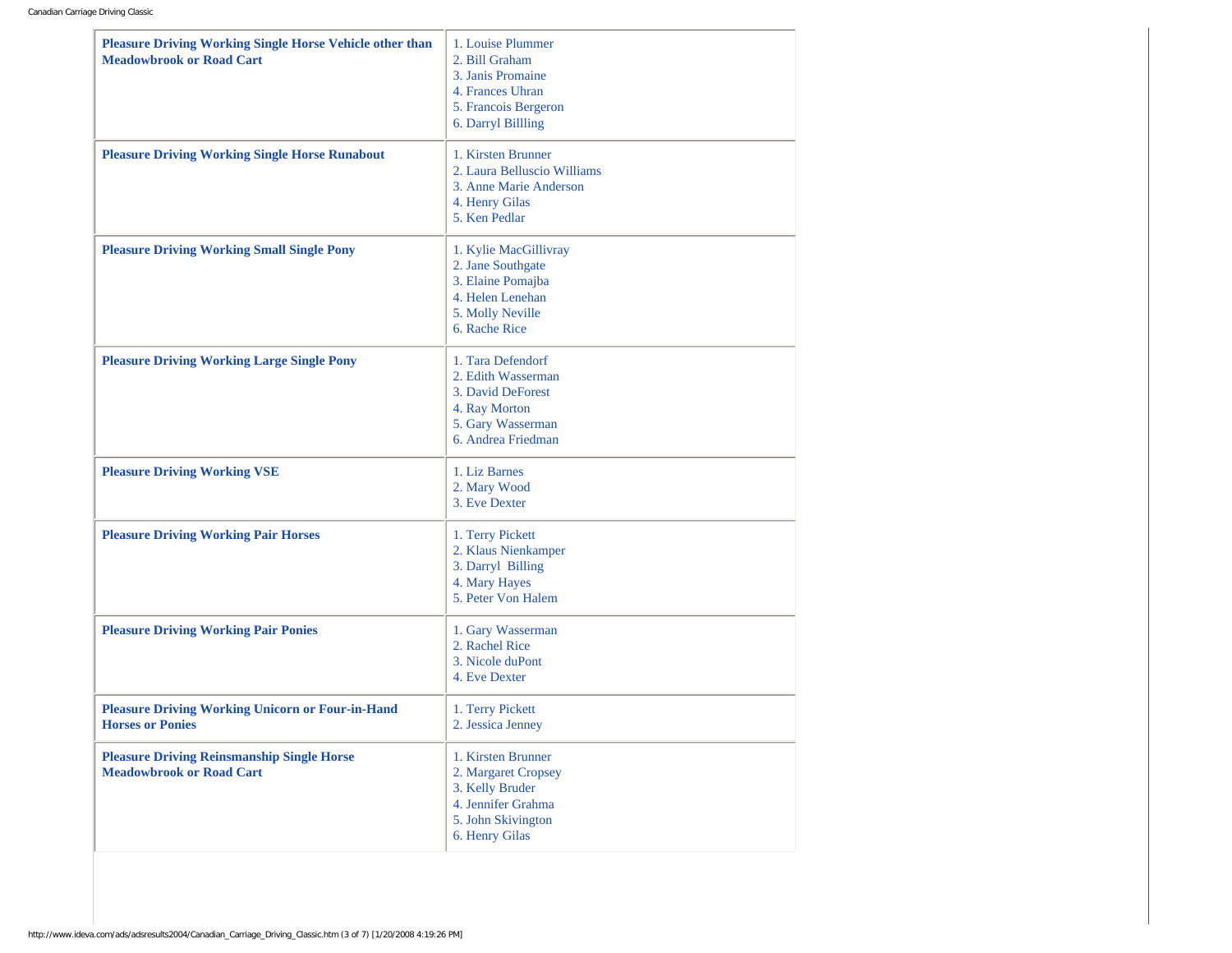| Class | Results |
| --- | --- |
| **Pleasure Driving Working Single Horse Vehicle other than Meadowbrook or Road Cart** | 1. Louise Plummer<br>2. Bill Graham<br>3. Janis Promaine<br>4. Frances Uhran<br>5. Francois Bergeron<br>6. Darryl Billling |
| **Pleasure Driving Working Single Horse Runabout** | 1. Kirsten Brunner<br>2. Laura Belluscio Williams<br>3. Anne Marie Anderson<br>4. Henry Gilas<br>5. Ken Pedlar |
| **Pleasure Driving Working Small Single Pony** | 1. Kylie MacGillivray<br>2. Jane Southgate<br>3. Elaine Pomajba<br>4. Helen Lenehan<br>5. Molly Neville<br>6. Rache Rice |
| **Pleasure Driving Working Large Single Pony** | 1. Tara Defendorf<br>2. Edith Wasserman<br>3. David DeForest<br>4. Ray Morton<br>5. Gary Wasserman<br>6. Andrea Friedman |
| **Pleasure Driving Working VSE** | 1. Liz Barnes<br>2. Mary Wood<br>3. Eve Dexter |
| **Pleasure Driving Working Pair Horses** | 1. Terry Pickett<br>2. Klaus Nienkamper<br>3. Darryl Billing<br>4. Mary Hayes<br>5. Peter Von Halem |
| **Pleasure Driving Working Pair Ponies** | 1. Gary Wasserman<br>2. Rachel Rice<br>3. Nicole duPont<br>4. Eve Dexter |
| **Pleasure Driving Working Unicorn or Four-in-Hand Horses or Ponies** | 1. Terry Pickett<br>2. Jessica Jenney |
| **Pleasure Driving Reinsmanship Single Horse Meadowbrook or Road Cart** | 1. Kirsten Brunner<br>2. Margaret Cropsey<br>3. Kelly Bruder<br>4. Jennifer Grahma<br>5. John Skivington<br>6. Henry Gilas |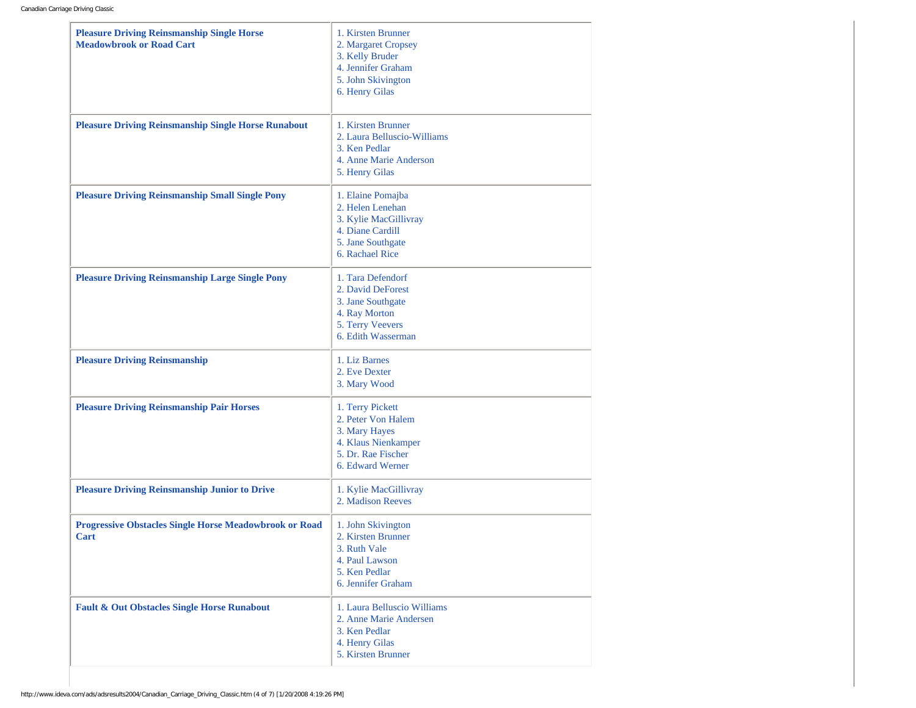| Class | Results |
| --- | --- |
| **Pleasure Driving Reinsmanship Single Horse Meadowbrook or Road Cart** | 1. Kirsten Brunner<br>2. Margaret Cropsey<br>3. Kelly Bruder<br>4. Jennifer Graham<br>5. John Skivington<br>6. Henry Gilas |
| **Pleasure Driving Reinsmanship Single Horse Runabout** | 1. Kirsten Brunner<br>2. Laura Belluscio-Williams<br>3. Ken Pedlar<br>4. Anne Marie Anderson<br>5. Henry Gilas |
| **Pleasure Driving Reinsmanship Small Single Pony** | 1. Elaine Pomajba<br>2. Helen Lenehan<br>3. Kylie MacGillivray<br>4. Diane Cardill<br>5. Jane Southgate<br>6. Rachael Rice |
| **Pleasure Driving Reinsmanship Large Single Pony** | 1. Tara Defendorf<br>2. David DeForest<br>3. Jane Southgate<br>4. Ray Morton<br>5. Terry Veevers<br>6. Edith Wasserman |
| **Pleasure Driving Reinsmanship** | 1. Liz Barnes<br>2. Eve Dexter<br>3. Mary Wood |
| **Pleasure Driving Reinsmanship Pair Horses** | 1. Terry Pickett<br>2. Peter Von Halem<br>3. Mary Hayes<br>4. Klaus Nienkamper<br>5. Dr. Rae Fischer<br>6. Edward Werner |
| **Pleasure Driving Reinsmanship Junior to Drive** | 1. Kylie MacGillivray<br>2. Madison Reeves |
| **Progressive Obstacles Single Horse Meadowbrook or Road Cart** | 1. John Skivington<br>2. Kirsten Brunner<br>3. Ruth Vale<br>4. Paul Lawson<br>5. Ken Pedlar<br>6. Jennifer Graham |
| **Fault & Out Obstacles Single Horse Runabout** | 1. Laura Belluscio Williams<br>2. Anne Marie Andersen<br>3. Ken Pedlar<br>4. Henry Gilas<br>5. Kirsten Brunner |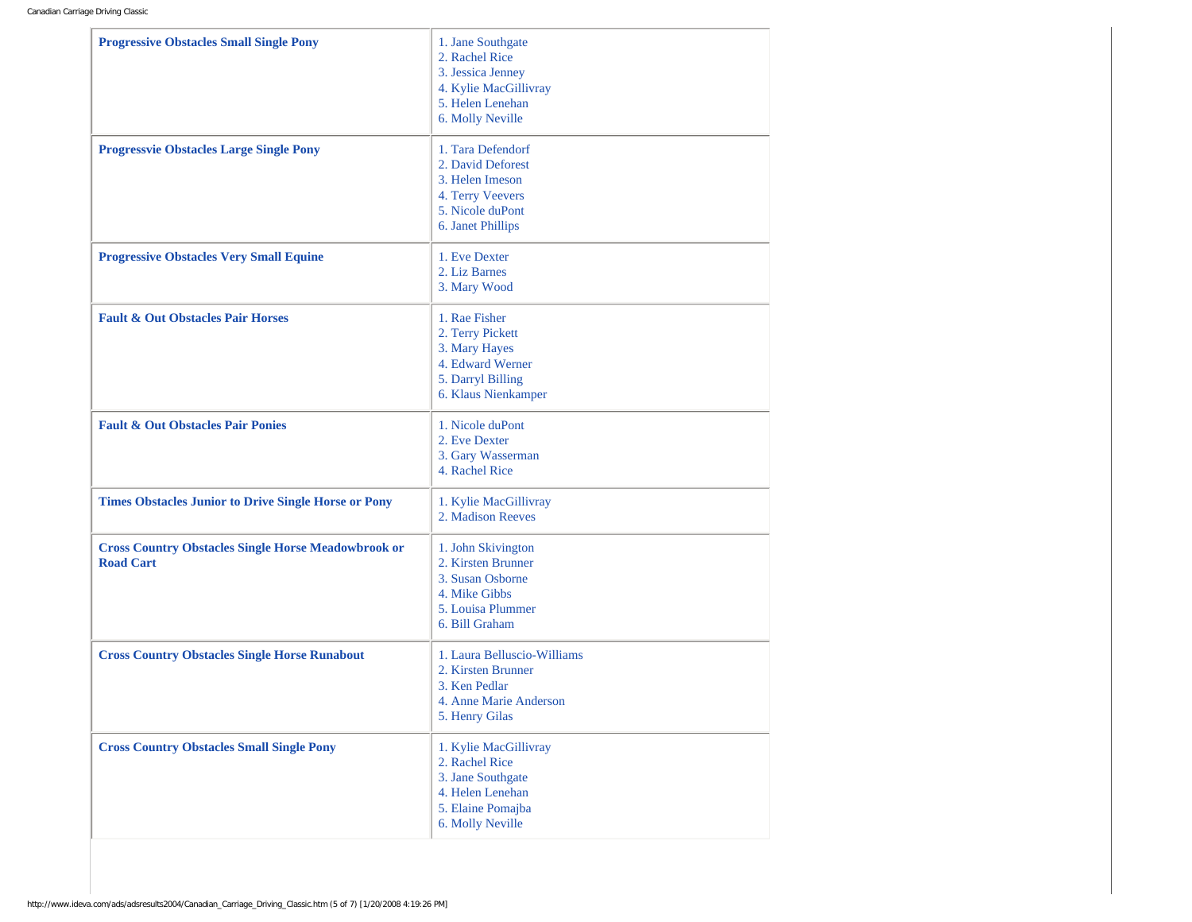| Class | Results |
| --- | --- |
| **Progressive Obstacles Small Single Pony** | 1. Jane Southgate<br>2. Rachel Rice<br>3. Jessica Jenney<br>4. Kylie MacGillivray<br>5. Helen Lenehan<br>6. Molly Neville |
| **Progressvie Obstacles Large Single Pony** | 1. Tara Defendorf<br>2. David Deforest<br>3. Helen Imeson<br>4. Terry Veevers<br>5. Nicole duPont<br>6. Janet Phillips |
| **Progressive Obstacles Very Small Equine** | 1. Eve Dexter<br>2. Liz Barnes<br>3. Mary Wood |
| **Fault & Out Obstacles Pair Horses** | 1. Rae Fisher<br>2. Terry Pickett<br>3. Mary Hayes<br>4. Edward Werner<br>5. Darryl Billing<br>6. Klaus Nienkamper |
| **Fault & Out Obstacles Pair Ponies** | 1. Nicole duPont<br>2. Eve Dexter<br>3. Gary Wasserman<br>4. Rachel Rice |
| **Times Obstacles Junior to Drive Single Horse or Pony** | 1. Kylie MacGillivray<br>2. Madison Reeves |
| **Cross Country Obstacles Single Horse Meadowbrook or Road Cart** | 1. John Skivington<br>2. Kirsten Brunner<br>3. Susan Osborne<br>4. Mike Gibbs<br>5. Louisa Plummer<br>6. Bill Graham |
| **Cross Country Obstacles Single Horse Runabout** | 1. Laura Belluscio-Williams<br>2. Kirsten Brunner<br>3. Ken Pedlar<br>4. Anne Marie Anderson<br>5. Henry Gilas |
| **Cross Country Obstacles Small Single Pony** | 1. Kylie MacGillivray<br>2. Rachel Rice<br>3. Jane Southgate<br>4. Helen Lenehan<br>5. Elaine Pomajba<br>6. Molly Neville |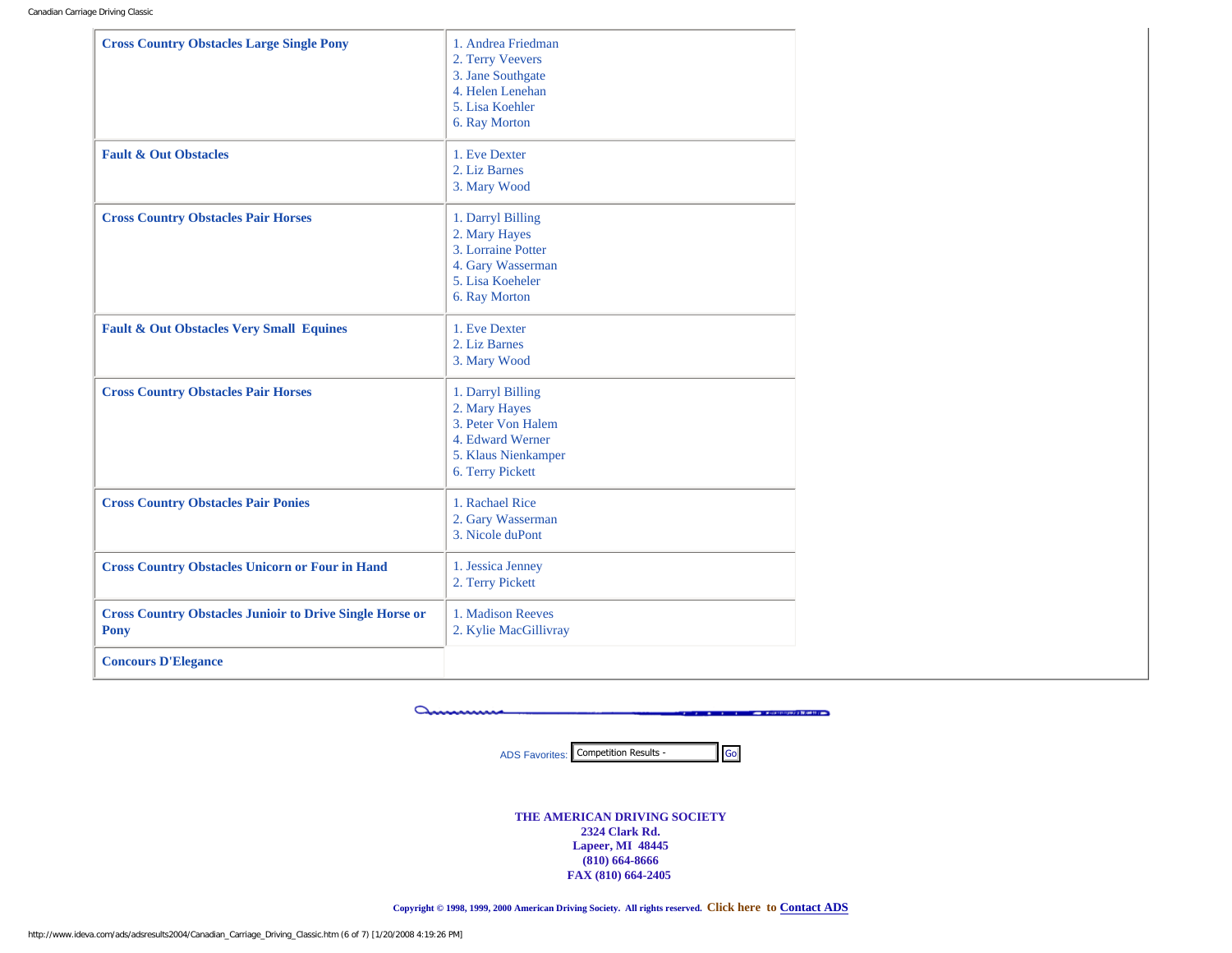| | |
|---|---|
| **Cross Country Obstacles Large Single Pony** | 1. Andrea Friedman<br>2. Terry Veevers<br>3. Jane Southgate<br>4. Helen Lenehan<br>5. Lisa Koehler<br>6. Ray Morton |
| **Fault & Out Obstacles** | 1. Eve Dexter<br>2. Liz Barnes<br>3. Mary Wood |
| **Cross Country Obstacles Pair Horses** | 1. Darryl Billing<br>2. Mary Hayes<br>3. Lorraine Potter<br>4. Gary Wasserman<br>5. Lisa Koeheler<br>6. Ray Morton |
| **Fault & Out Obstacles Very Small Equines** | 1. Eve Dexter<br>2. Liz Barnes<br>3. Mary Wood |
| **Cross Country Obstacles Pair Horses** | 1. Darryl Billing<br>2. Mary Hayes<br>3. Peter Von Halem<br>4. Edward Werner<br>5. Klaus Nienkamper<br>6. Terry Pickett |
| **Cross Country Obstacles Pair Ponies** | 1. Rachael Rice<br>2. Gary Wasserman<br>3. Nicole duPont |
| **Cross Country Obstacles Unicorn or Four in Hand** | 1. Jessica Jenney<br>2. Terry Pickett |
| **Cross Country Obstacles Junioir to Drive Single Horse or Pony** | 1. Madison Reeves<br>2. Kylie MacGillivray |
| **Concours D'Elegance** | |

ADS Favorites: Competition Results - Go

**THE AMERICAN DRIVING SOCIETY**
**2324 Clark Rd.**
**Lapeer, MI 48445**
**(810) 664-8666**
**FAX (810) 664-2405**

Copyright © 1998, 1999, 2000 American Driving Society. All rights reserved. **Click here to Contact ADS**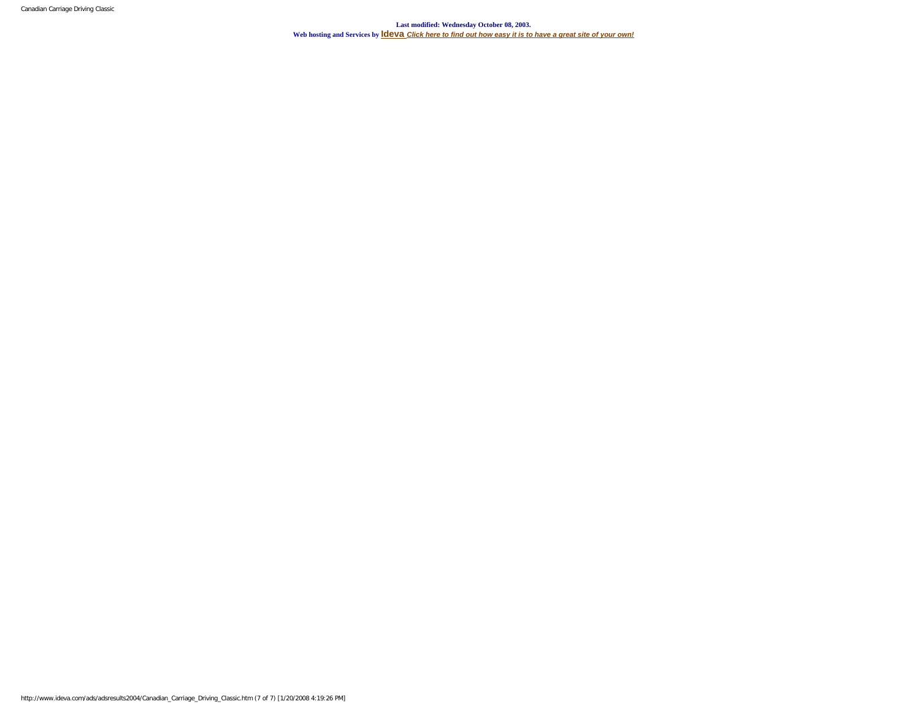**Last modified: Wednesday October 08, 2003.**

**Web hosting and Services by Ideva** ***Click here to find out how easy it is to have a great site of your own!***